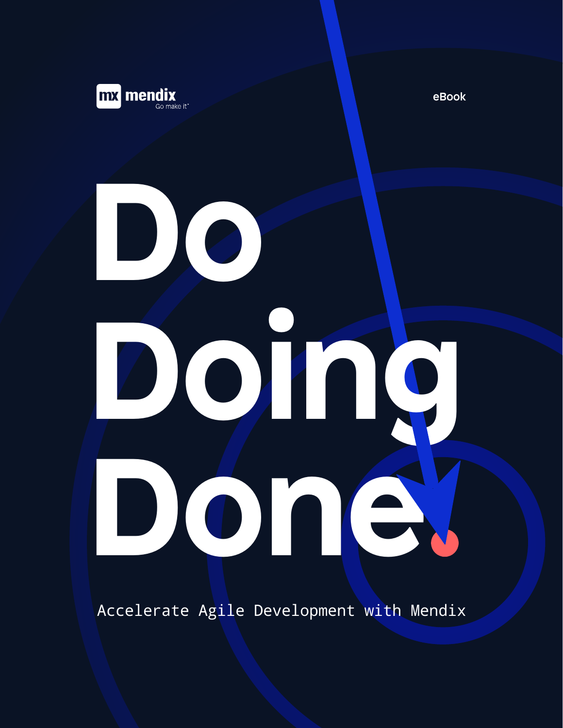mendix
Go make it

eBook

# Do Doing Done.

Accelerate Agile Development with Mendix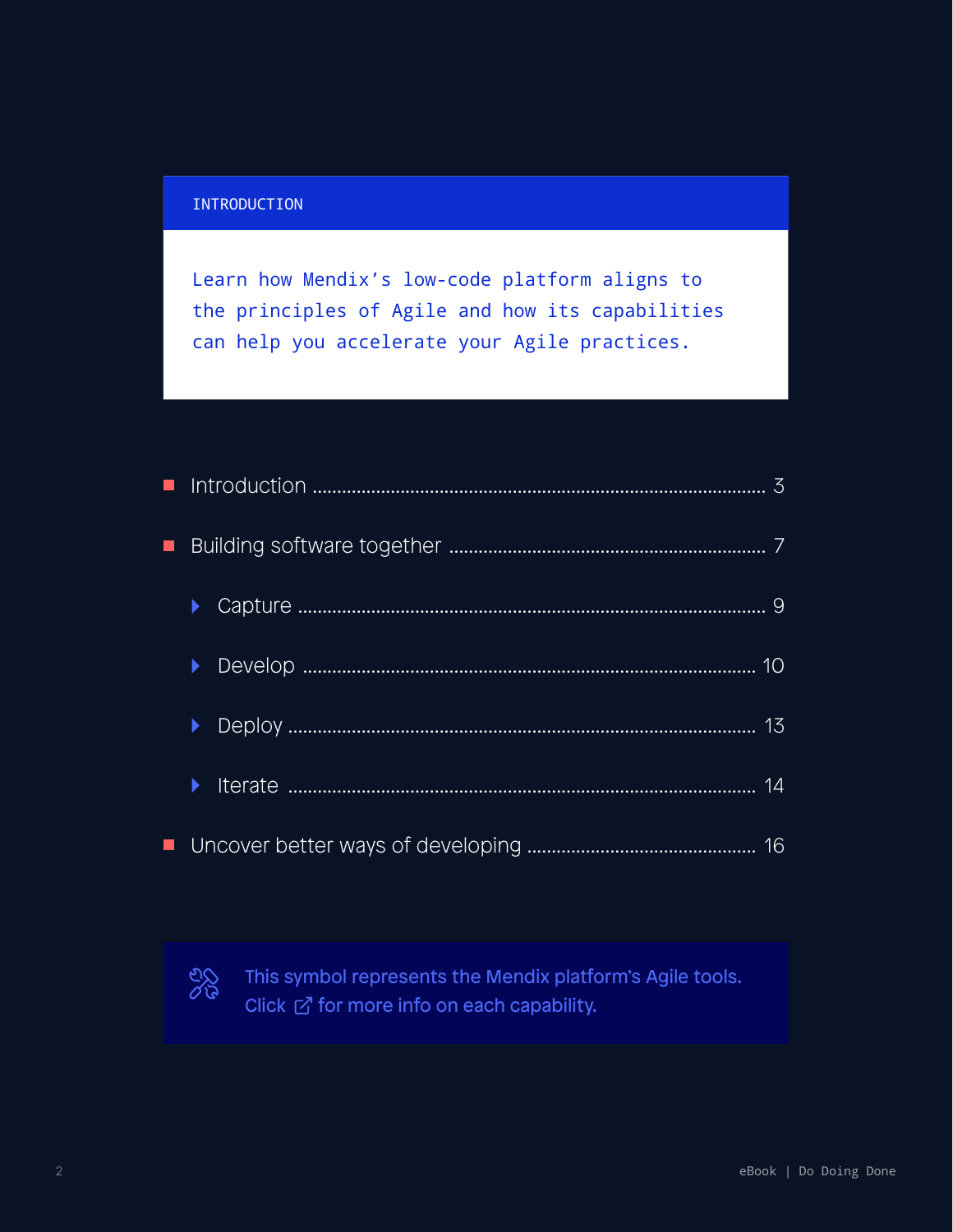## INTRODUCTION

Learn how Mendix's low-code platform aligns to the principles of Agile and how its capabilities can help you accelerate your Agile practices.

- Introduction ........ 3
- Building software together ........ 7
  - Capture ........ 9
  - Develop ........ 10
  - Deploy ........ 13
  - Iterate ........ 14
- Uncover better ways of developing ........ 16

This symbol represents the Mendix platform's Agile tools. Click for more info on each capability.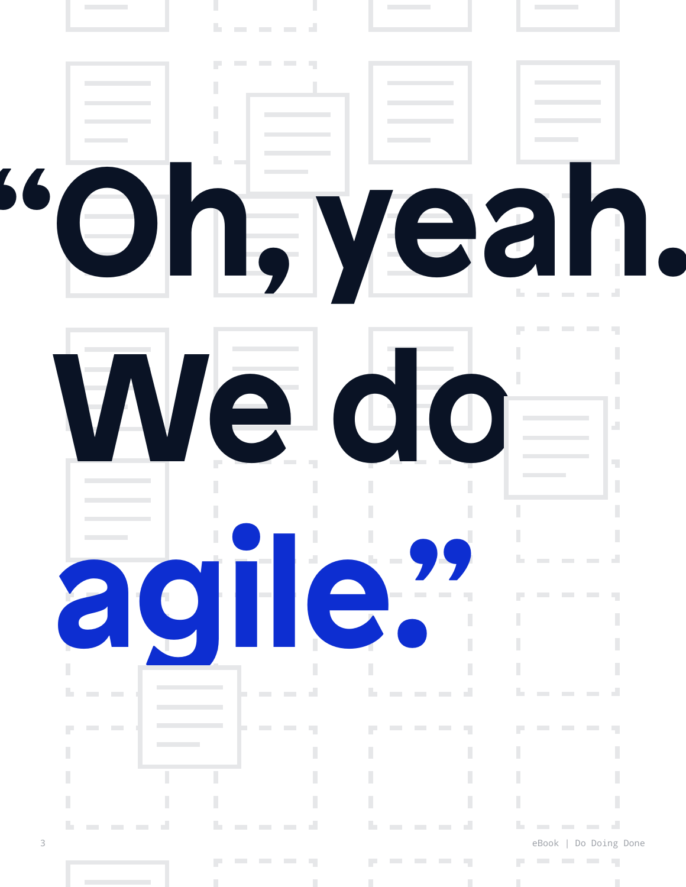# “Oh, yeah. We do agile.”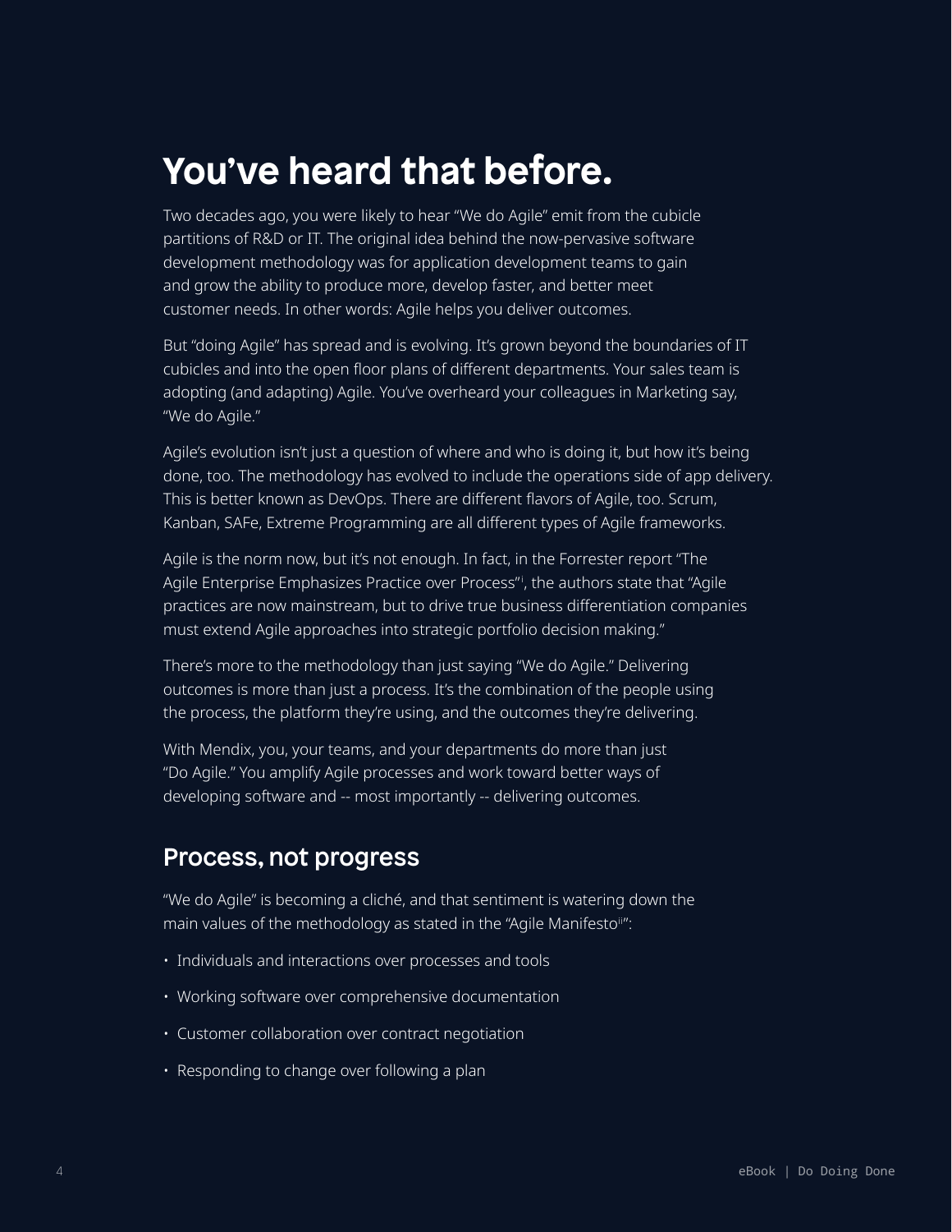# You've heard that before.

Two decades ago, you were likely to hear "We do Agile" emit from the cubicle partitions of R&D or IT. The original idea behind the now-pervasive software development methodology was for application development teams to gain and grow the ability to produce more, develop faster, and better meet customer needs. In other words: Agile helps you deliver outcomes.

But "doing Agile" has spread and is evolving. It's grown beyond the boundaries of IT cubicles and into the open floor plans of different departments. Your sales team is adopting (and adapting) Agile. You've overheard your colleagues in Marketing say, "We do Agile."

Agile's evolution isn't just a question of where and who is doing it, but how it's being done, too. The methodology has evolved to include the operations side of app delivery. This is better known as DevOps. There are different flavors of Agile, too. Scrum, Kanban, SAFe, Extreme Programming are all different types of Agile frameworks.

Agile is the norm now, but it's not enough. In fact, in the Forrester report "The Agile Enterprise Emphasizes Practice over Process"[i], the authors state that "Agile practices are now mainstream, but to drive true business differentiation companies must extend Agile approaches into strategic portfolio decision making."

There's more to the methodology than just saying "We do Agile." Delivering outcomes is more than just a process. It's the combination of the people using the process, the platform they're using, and the outcomes they're delivering.

With Mendix, you, your teams, and your departments do more than just "Do Agile." You amplify Agile processes and work toward better ways of developing software and -- most importantly -- delivering outcomes.

## Process, not progress

"We do Agile" is becoming a cliché, and that sentiment is watering down the main values of the methodology as stated in the "Agile Manifesto[ii]":

- Individuals and interactions over processes and tools
- Working software over comprehensive documentation
- Customer collaboration over contract negotiation
- Responding to change over following a plan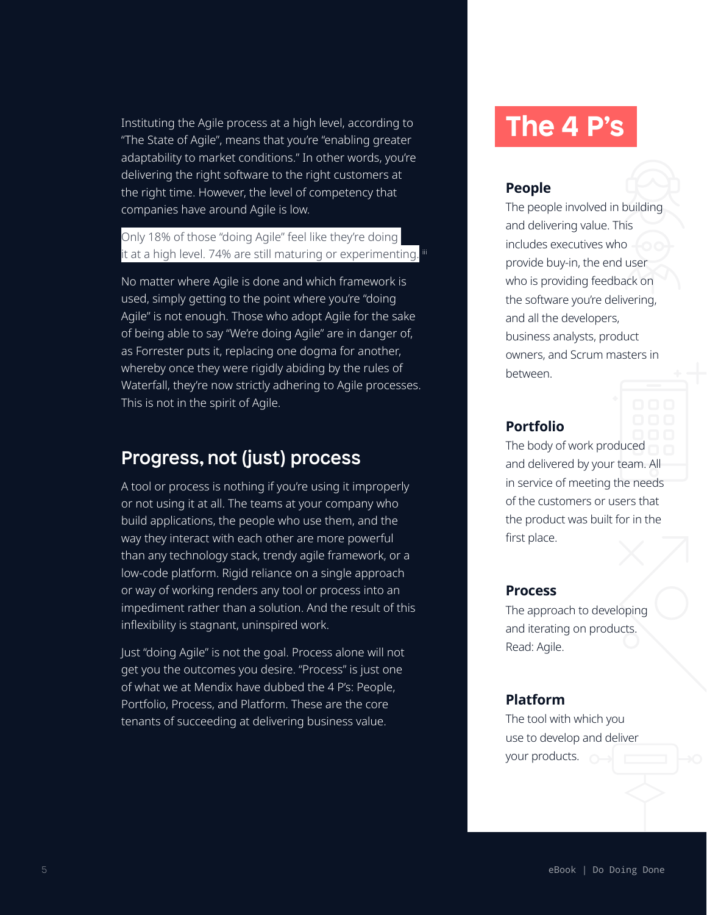Instituting the Agile process at a high level, according to "The State of Agile", means that you're "enabling greater adaptability to market conditions." In other words, you're delivering the right software to the right customers at the right time. However, the level of competency that companies have around Agile is low.

Only 18% of those "doing Agile" feel like they're doing it at a high level. 74% are still maturing or experimenting.[iii]

No matter where Agile is done and which framework is used, simply getting to the point where you're "doing Agile" is not enough. Those who adopt Agile for the sake of being able to say "We're doing Agile" are in danger of, as Forrester puts it, replacing one dogma for another, whereby once they were rigidly abiding by the rules of Waterfall, they're now strictly adhering to Agile processes. This is not in the spirit of Agile.

## Progress, not (just) process

A tool or process is nothing if you're using it improperly or not using it at all. The teams at your company who build applications, the people who use them, and the way they interact with each other are more powerful than any technology stack, trendy agile framework, or a low-code platform. Rigid reliance on a single approach or way of working renders any tool or process into an impediment rather than a solution. And the result of this inflexibility is stagnant, uninspired work.

Just "doing Agile" is not the goal. Process alone will not get you the outcomes you desire. "Process" is just one of what we at Mendix have dubbed the 4 P's: People, Portfolio, Process, and Platform. These are the core tenants of succeeding at delivering business value.

## The 4 P's

### People

The people involved in building and delivering value. This includes executives who provide buy-in, the end user who is providing feedback on the software you're delivering, and all the developers, business analysts, product owners, and Scrum masters in between.

### Portfolio

The body of work produced and delivered by your team. All in service of meeting the needs of the customers or users that the product was built for in the first place.

### Process

The approach to developing and iterating on products. Read: Agile.

### Platform

The tool with which you use to develop and deliver your products.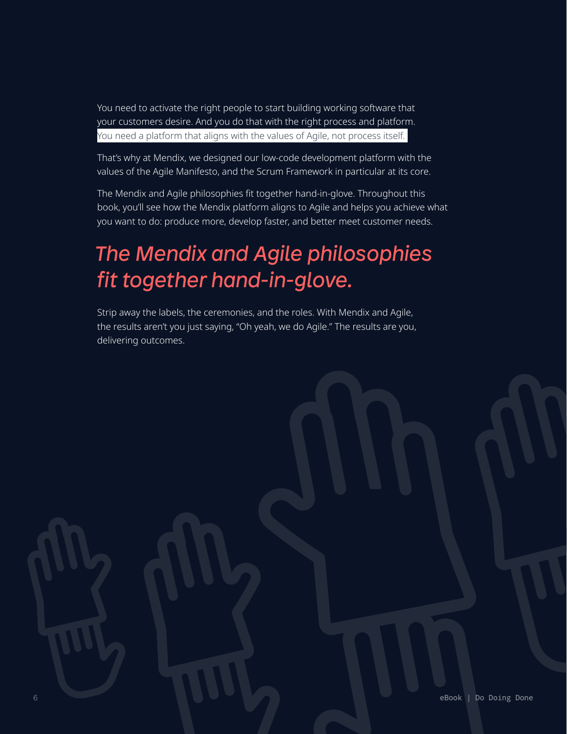You need to activate the right people to start building working software that your customers desire. And you do that with the right process and platform. You need a platform that aligns with the values of Agile, not process itself.

That's why at Mendix, we designed our low-code development platform with the values of the Agile Manifesto, and the Scrum Framework in particular at its core.

The Mendix and Agile philosophies fit together hand-in-glove. Throughout this book, you'll see how the Mendix platform aligns to Agile and helps you achieve what you want to do: produce more, develop faster, and better meet customer needs.

## *The Mendix and Agile philosophies fit together hand-in-glove.*

Strip away the labels, the ceremonies, and the roles. With Mendix and Agile, the results aren't you just saying, "Oh yeah, we do Agile." The results are you, delivering outcomes.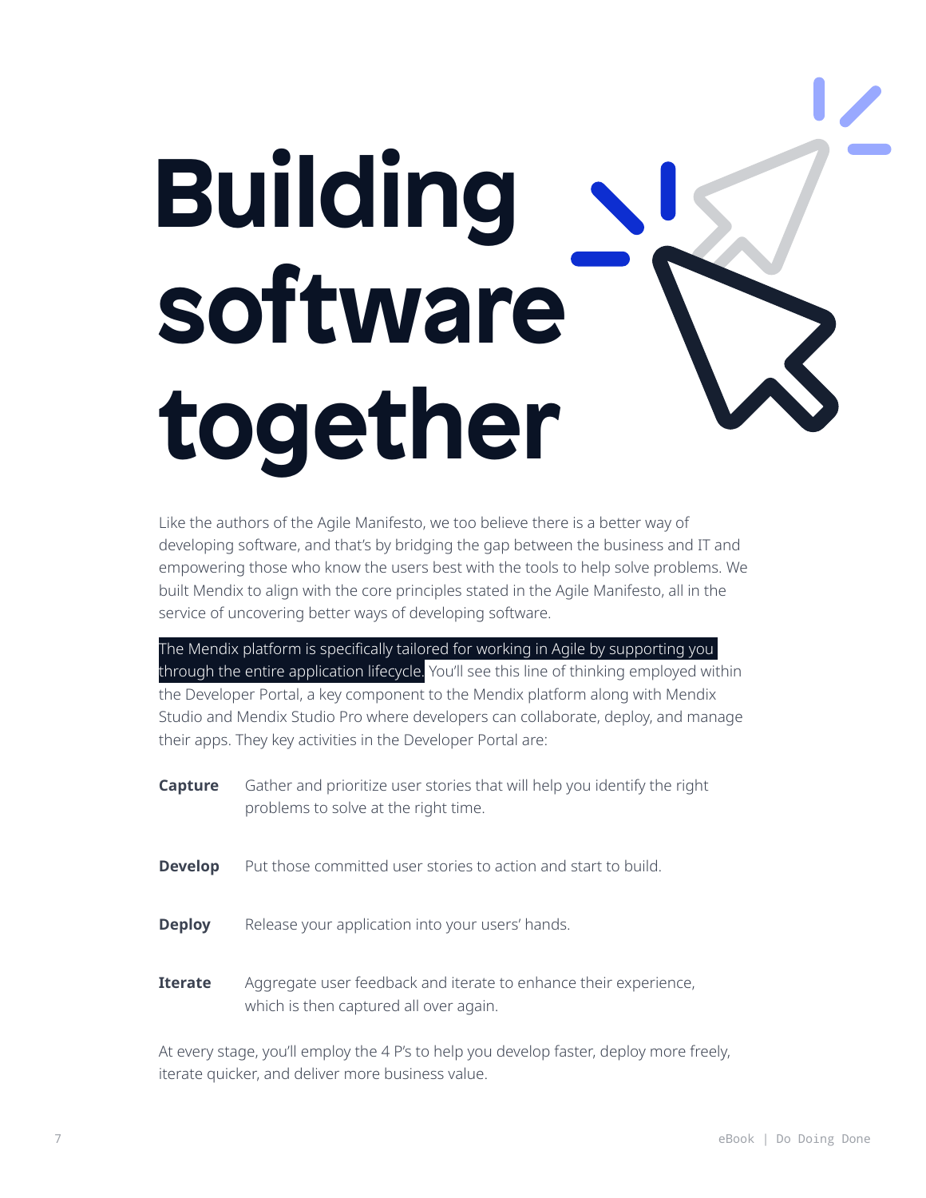# Building software together

Like the authors of the Agile Manifesto, we too believe there is a better way of developing software, and that's by bridging the gap between the business and IT and empowering those who know the users best with the tools to help solve problems. We built Mendix to align with the core principles stated in the Agile Manifesto, all in the service of uncovering better ways of developing software.

**The Mendix platform is specifically tailored for working in Agile by supporting you through the entire application lifecycle.** You'll see this line of thinking employed within the Developer Portal, a key component to the Mendix platform along with Mendix Studio and Mendix Studio Pro where developers can collaborate, deploy, and manage their apps. They key activities in the Developer Portal are:

**Capture** Gather and prioritize user stories that will help you identify the right problems to solve at the right time.

**Develop** Put those committed user stories to action and start to build.

**Deploy** Release your application into your users' hands.

**Iterate** Aggregate user feedback and iterate to enhance their experience, which is then captured all over again.

At every stage, you'll employ the 4 P's to help you develop faster, deploy more freely, iterate quicker, and deliver more business value.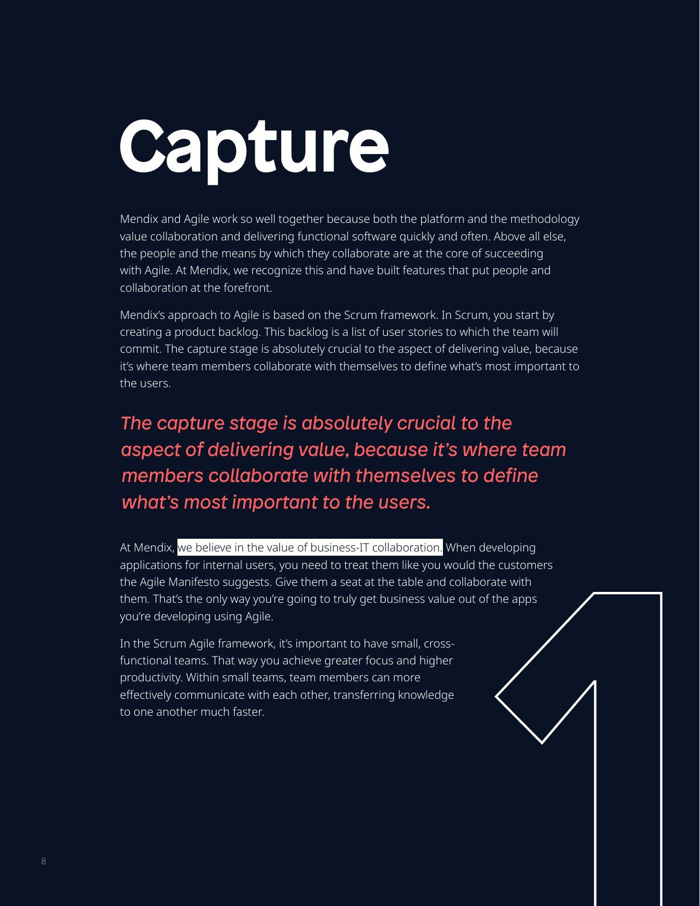# Capture

Mendix and Agile work so well together because both the platform and the methodology value collaboration and delivering functional software quickly and often. Above all else, the people and the means by which they collaborate are at the core of succeeding with Agile. At Mendix, we recognize this and have built features that put people and collaboration at the forefront.

Mendix's approach to Agile is based on the Scrum framework. In Scrum, you start by creating a product backlog. This backlog is a list of user stories to which the team will commit. The capture stage is absolutely crucial to the aspect of delivering value, because it's where team members collaborate with themselves to define what's most important to the users.

*The capture stage is absolutely crucial to the aspect of delivering value, because it's where team members collaborate with themselves to define what's most important to the users.*

At Mendix, we believe in the value of business-IT collaboration. When developing applications for internal users, you need to treat them like you would the customers the Agile Manifesto suggests. Give them a seat at the table and collaborate with them. That's the only way you're going to truly get business value out of the apps you're developing using Agile.

In the Scrum Agile framework, it's important to have small, cross-functional teams. That way you achieve greater focus and higher productivity. Within small teams, team members can more effectively communicate with each other, transferring knowledge to one another much faster.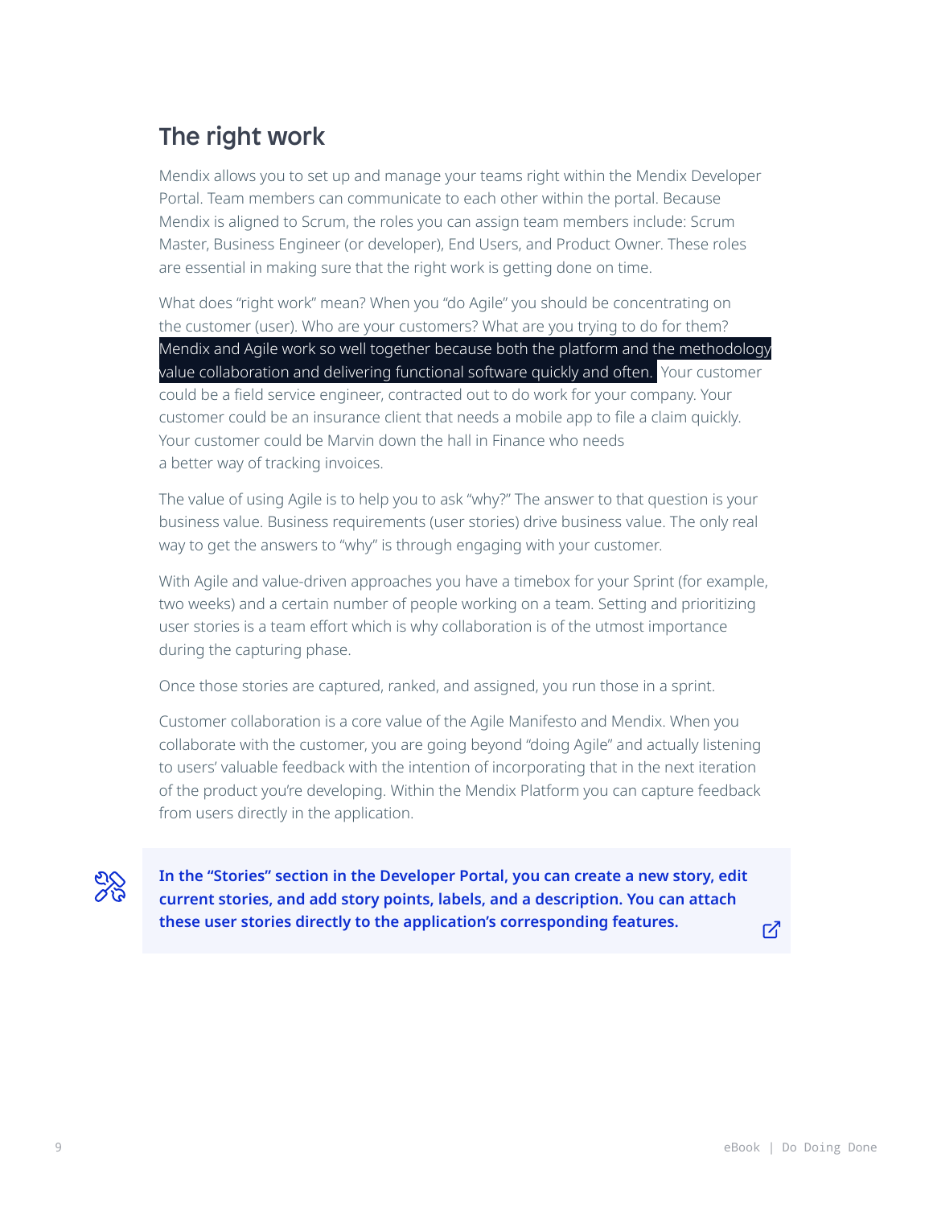## The right work

Mendix allows you to set up and manage your teams right within the Mendix Developer Portal. Team members can communicate to each other within the portal. Because Mendix is aligned to Scrum, the roles you can assign team members include: Scrum Master, Business Engineer (or developer), End Users, and Product Owner. These roles are essential in making sure that the right work is getting done on time.

What does "right work" mean? When you "do Agile" you should be concentrating on the customer (user). Who are your customers? What are you trying to do for them? **Mendix and Agile work so well together because both the platform and the methodology value collaboration and delivering functional software quickly and often.** Your customer could be a field service engineer, contracted out to do work for your company. Your customer could be an insurance client that needs a mobile app to file a claim quickly. Your customer could be Marvin down the hall in Finance who needs a better way of tracking invoices.

The value of using Agile is to help you to ask "why?" The answer to that question is your business value. Business requirements (user stories) drive business value. The only real way to get the answers to "why" is through engaging with your customer.

With Agile and value-driven approaches you have a timebox for your Sprint (for example, two weeks) and a certain number of people working on a team. Setting and prioritizing user stories is a team effort which is why collaboration is of the utmost importance during the capturing phase.

Once those stories are captured, ranked, and assigned, you run those in a sprint.

Customer collaboration is a core value of the Agile Manifesto and Mendix. When you collaborate with the customer, you are going beyond "doing Agile" and actually listening to users' valuable feedback with the intention of incorporating that in the next iteration of the product you're developing. Within the Mendix Platform you can capture feedback from users directly in the application.

**In the "Stories" section in the Developer Portal, you can create a new story, edit current stories, and add story points, labels, and a description. You can attach these user stories directly to the application's corresponding features.**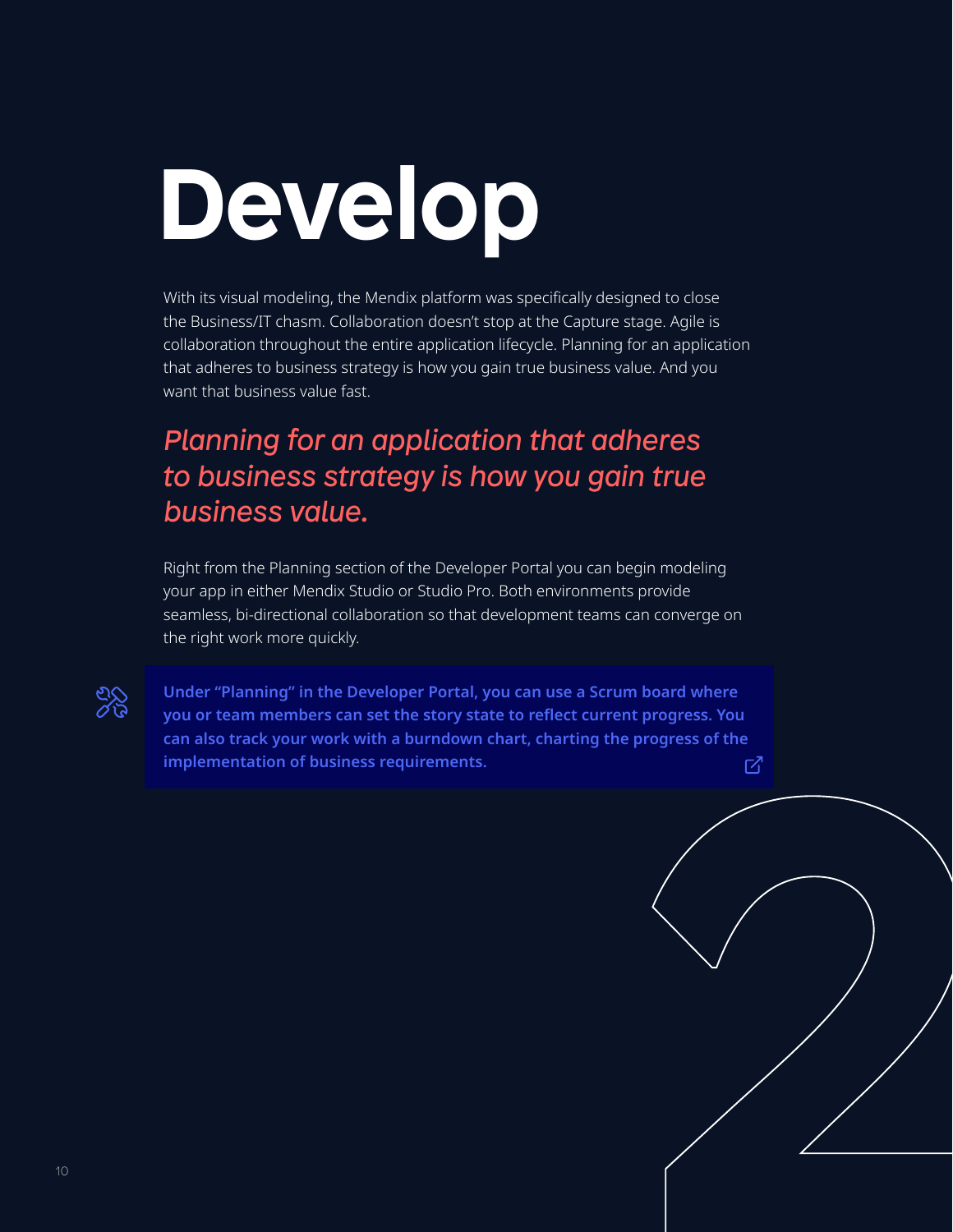# Develop

With its visual modeling, the Mendix platform was specifically designed to close the Business/IT chasm. Collaboration doesn't stop at the Capture stage. Agile is collaboration throughout the entire application lifecycle. Planning for an application that adheres to business strategy is how you gain true business value. And you want that business value fast.

*Planning for an application that adheres to business strategy is how you gain true business value.*

Right from the Planning section of the Developer Portal you can begin modeling your app in either Mendix Studio or Studio Pro. Both environments provide seamless, bi-directional collaboration so that development teams can converge on the right work more quickly.

**Under "Planning" in the Developer Portal, you can use a Scrum board where you or team members can set the story state to reflect current progress. You can also track your work with a burndown chart, charting the progress of the implementation of business requirements.**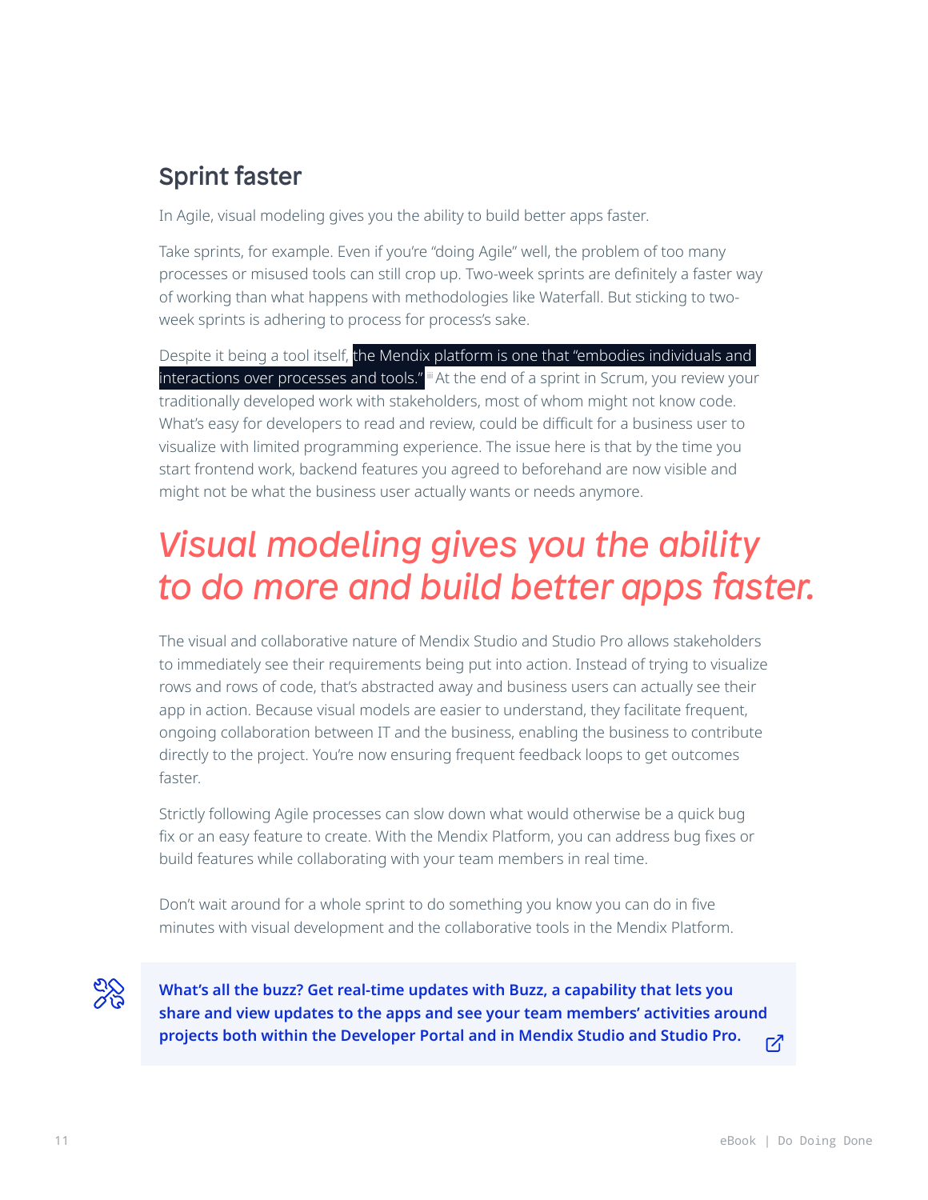## Sprint faster

In Agile, visual modeling gives you the ability to build better apps faster.

Take sprints, for example. Even if you're "doing Agile" well, the problem of too many processes or misused tools can still crop up. Two-week sprints are definitely a faster way of working than what happens with methodologies like Waterfall. But sticking to two-week sprints is adhering to process for process's sake.

Despite it being a tool itself, the Mendix platform is one that "embodies individuals and interactions over processes and tools." [iii] At the end of a sprint in Scrum, you review your traditionally developed work with stakeholders, most of whom might not know code. What's easy for developers to read and review, could be difficult for a business user to visualize with limited programming experience. The issue here is that by the time you start frontend work, backend features you agreed to beforehand are now visible and might not be what the business user actually wants or needs anymore.

*Visual modeling gives you the ability to do more and build better apps faster.*

The visual and collaborative nature of Mendix Studio and Studio Pro allows stakeholders to immediately see their requirements being put into action. Instead of trying to visualize rows and rows of code, that's abstracted away and business users can actually see their app in action. Because visual models are easier to understand, they facilitate frequent, ongoing collaboration between IT and the business, enabling the business to contribute directly to the project. You're now ensuring frequent feedback loops to get outcomes faster.

Strictly following Agile processes can slow down what would otherwise be a quick bug fix or an easy feature to create. With the Mendix Platform, you can address bug fixes or build features while collaborating with your team members in real time.

Don't wait around for a whole sprint to do something you know you can do in five minutes with visual development and the collaborative tools in the Mendix Platform.

**What's all the buzz? Get real-time updates with Buzz, a capability that lets you share and view updates to the apps and see your team members' activities around projects both within the Developer Portal and in Mendix Studio and Studio Pro.**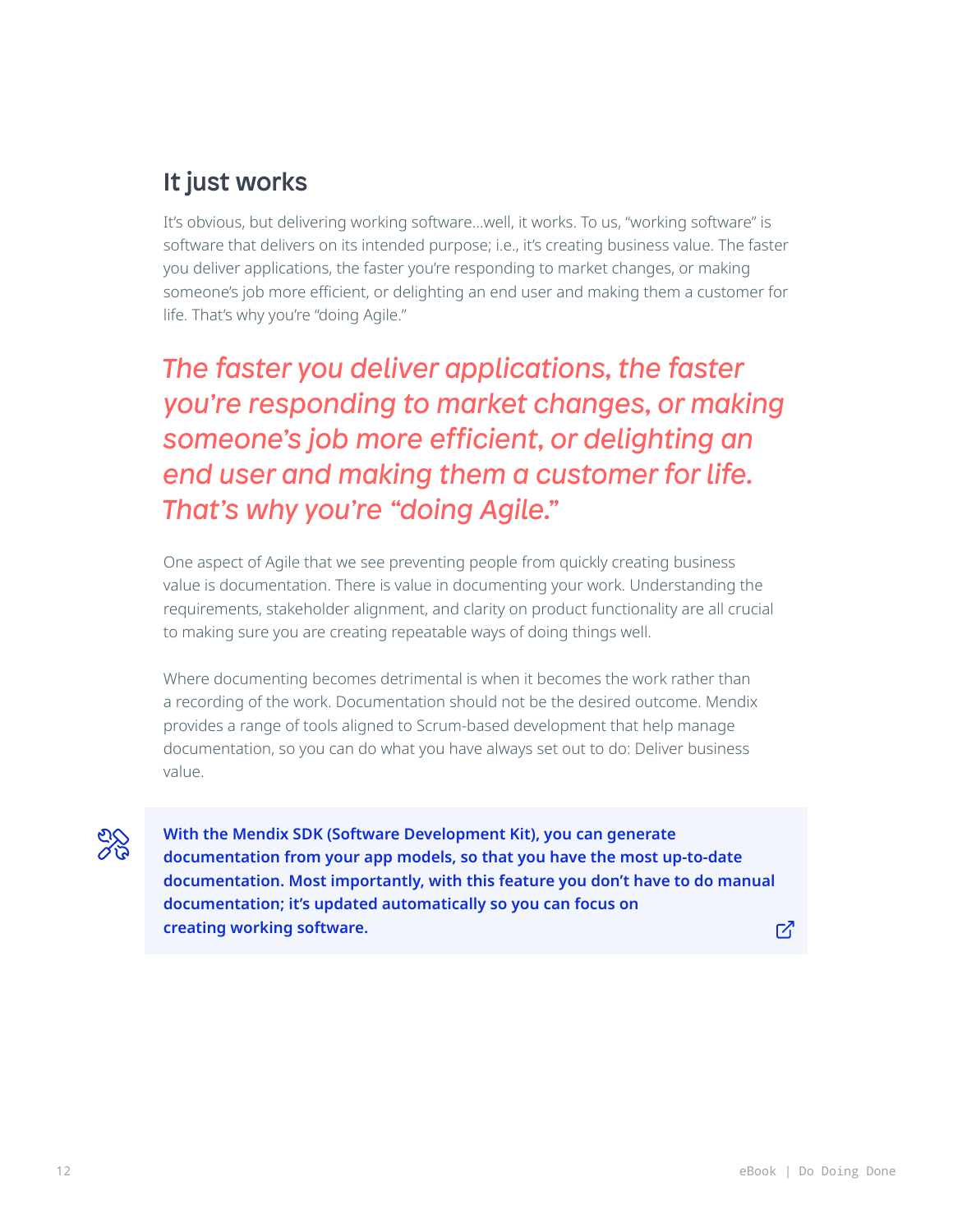## It just works

It's obvious, but delivering working software...well, it works. To us, "working software" is software that delivers on its intended purpose; i.e., it's creating business value. The faster you deliver applications, the faster you're responding to market changes, or making someone's job more efficient, or delighting an end user and making them a customer for life. That's why you're "doing Agile."

*The faster you deliver applications, the faster you're responding to market changes, or making someone's job more efficient, or delighting an end user and making them a customer for life. That's why you're "doing Agile."*

One aspect of Agile that we see preventing people from quickly creating business value is documentation. There is value in documenting your work. Understanding the requirements, stakeholder alignment, and clarity on product functionality are all crucial to making sure you are creating repeatable ways of doing things well.

Where documenting becomes detrimental is when it becomes the work rather than a recording of the work. Documentation should not be the desired outcome. Mendix provides a range of tools aligned to Scrum-based development that help manage documentation, so you can do what you have always set out to do: Deliver business value.

**With the Mendix SDK (Software Development Kit), you can generate documentation from your app models, so that you have the most up-to-date documentation. Most importantly, with this feature you don't have to do manual documentation; it's updated automatically so you can focus on creating working software.**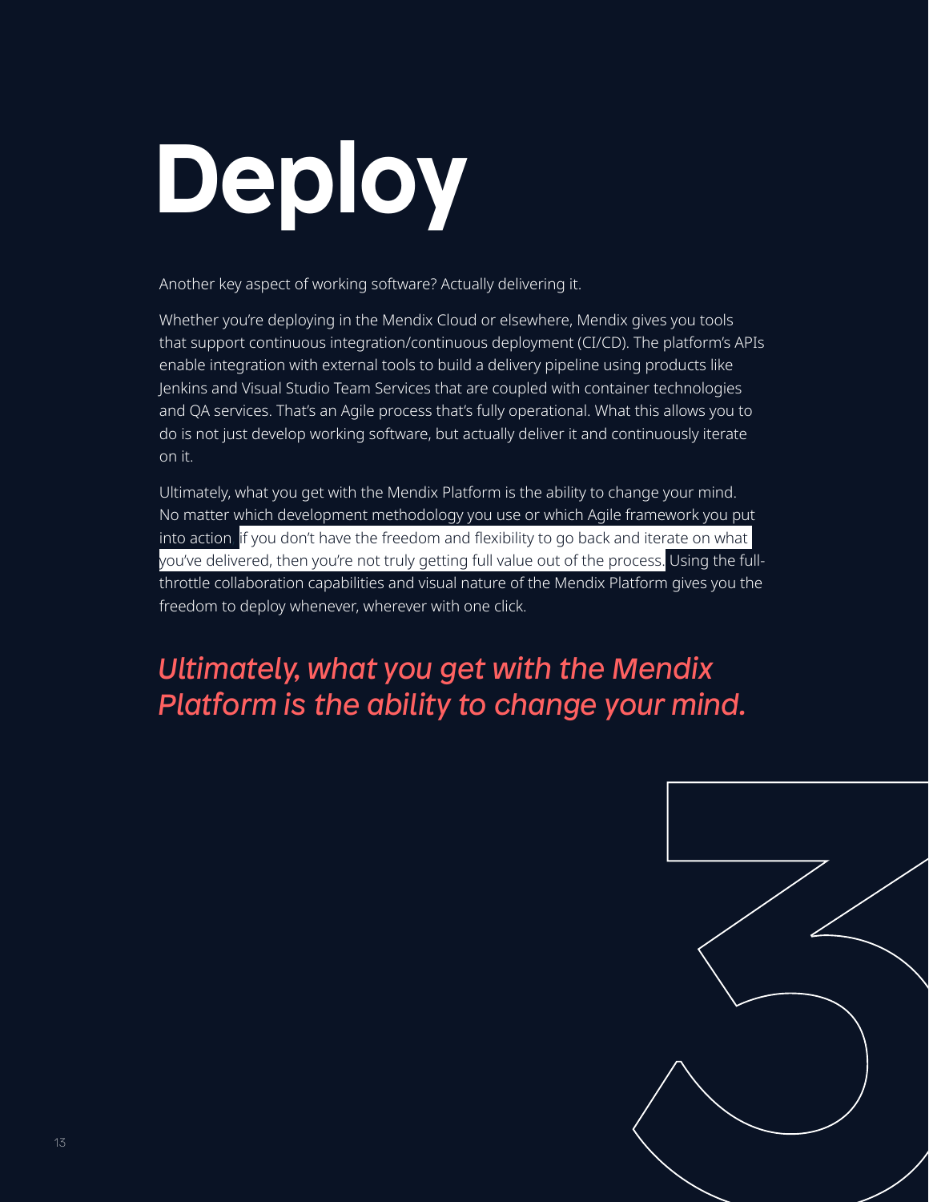# Deploy

Another key aspect of working software? Actually delivering it.

Whether you're deploying in the Mendix Cloud or elsewhere, Mendix gives you tools that support continuous integration/continuous deployment (CI/CD). The platform's APIs enable integration with external tools to build a delivery pipeline using products like Jenkins and Visual Studio Team Services that are coupled with container technologies and QA services. That's an Agile process that's fully operational. What this allows you to do is not just develop working software, but actually deliver it and continuously iterate on it.

Ultimately, what you get with the Mendix Platform is the ability to change your mind. No matter which development methodology you use or which Agile framework you put into action, if you don't have the freedom and flexibility to go back and iterate on what you've delivered, then you're not truly getting full value out of the process. Using the full-throttle collaboration capabilities and visual nature of the Mendix Platform gives you the freedom to deploy whenever, wherever with one click.

*Ultimately, what you get with the Mendix Platform is the ability to change your mind.*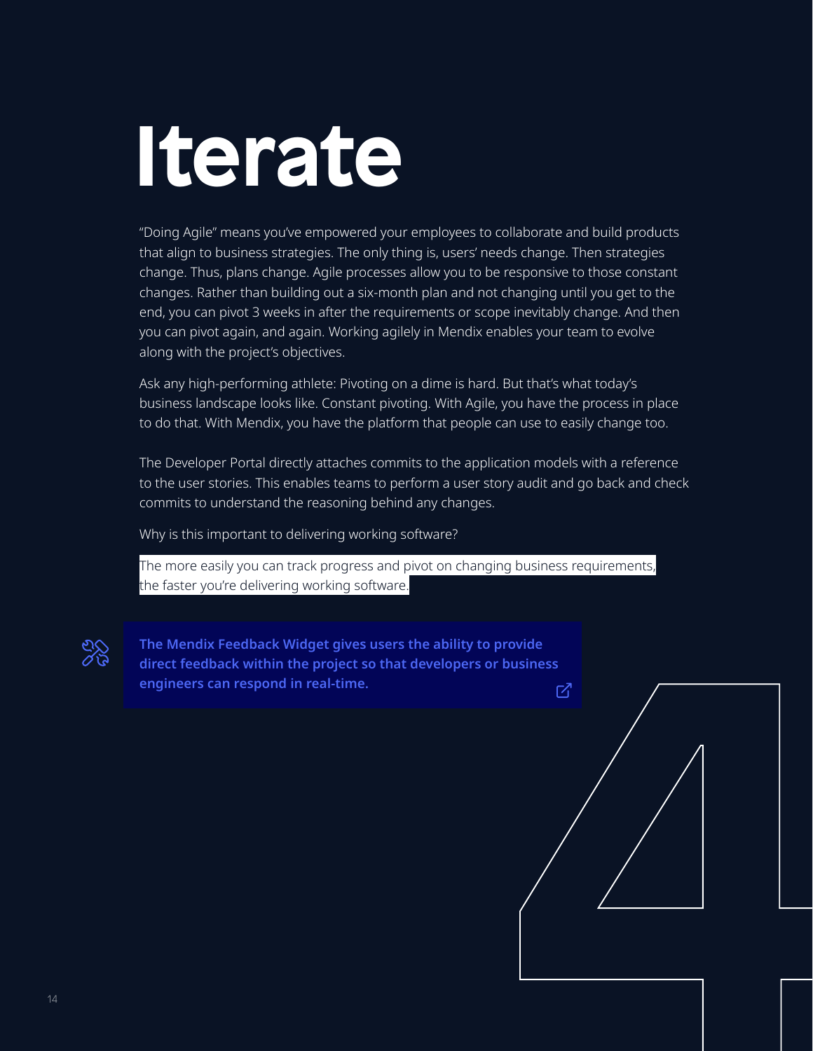# Iterate

"Doing Agile" means you've empowered your employees to collaborate and build products that align to business strategies. The only thing is, users' needs change. Then strategies change. Thus, plans change. Agile processes allow you to be responsive to those constant changes. Rather than building out a six-month plan and not changing until you get to the end, you can pivot 3 weeks in after the requirements or scope inevitably change. And then you can pivot again, and again. Working agilely in Mendix enables your team to evolve along with the project's objectives.

Ask any high-performing athlete: Pivoting on a dime is hard. But that's what today's business landscape looks like. Constant pivoting. With Agile, you have the process in place to do that. With Mendix, you have the platform that people can use to easily change too.

The Developer Portal directly attaches commits to the application models with a reference to the user stories. This enables teams to perform a user story audit and go back and check commits to understand the reasoning behind any changes.

Why is this important to delivering working software?

The more easily you can track progress and pivot on changing business requirements, the faster you're delivering working software.

**The Mendix Feedback Widget gives users the ability to provide direct feedback within the project so that developers or business engineers can respond in real-time.**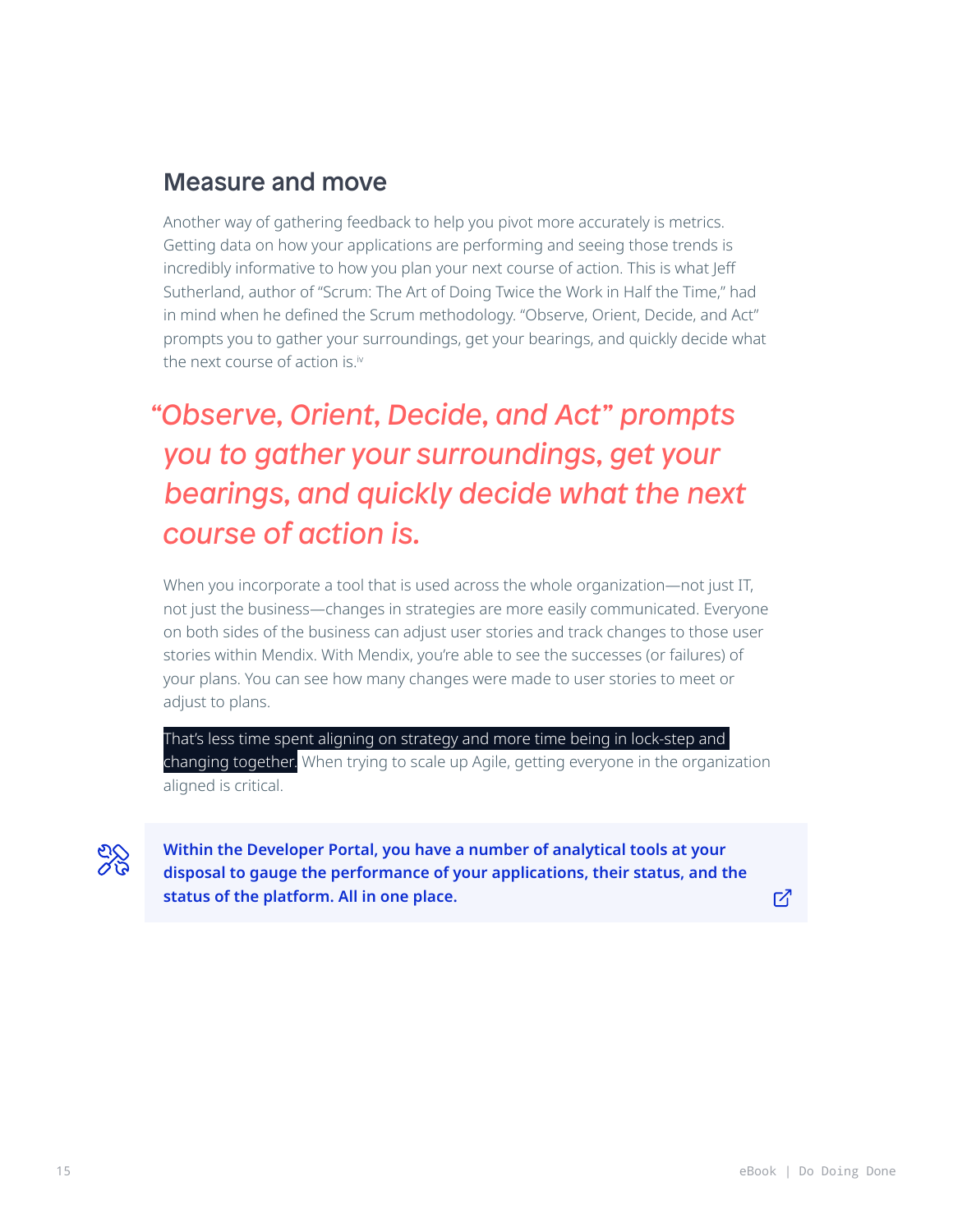## Measure and move

Another way of gathering feedback to help you pivot more accurately is metrics. Getting data on how your applications are performing and seeing those trends is incredibly informative to how you plan your next course of action. This is what Jeff Sutherland, author of "Scrum: The Art of Doing Twice the Work in Half the Time," had in mind when he defined the Scrum methodology. "Observe, Orient, Decide, and Act" prompts you to gather your surroundings, get your bearings, and quickly decide what the next course of action is.[iv]

> *"Observe, Orient, Decide, and Act" prompts you to gather your surroundings, get your bearings, and quickly decide what the next course of action is.*

When you incorporate a tool that is used across the whole organization—not just IT, not just the business—changes in strategies are more easily communicated. Everyone on both sides of the business can adjust user stories and track changes to those user stories within Mendix. With Mendix, you're able to see the successes (or failures) of your plans. You can see how many changes were made to user stories to meet or adjust to plans.

That's less time spent aligning on strategy and more time being in lock-step and changing together. When trying to scale up Agile, getting everyone in the organization aligned is critical.

**Within the Developer Portal, you have a number of analytical tools at your disposal to gauge the performance of your applications, their status, and the status of the platform. All in one place.**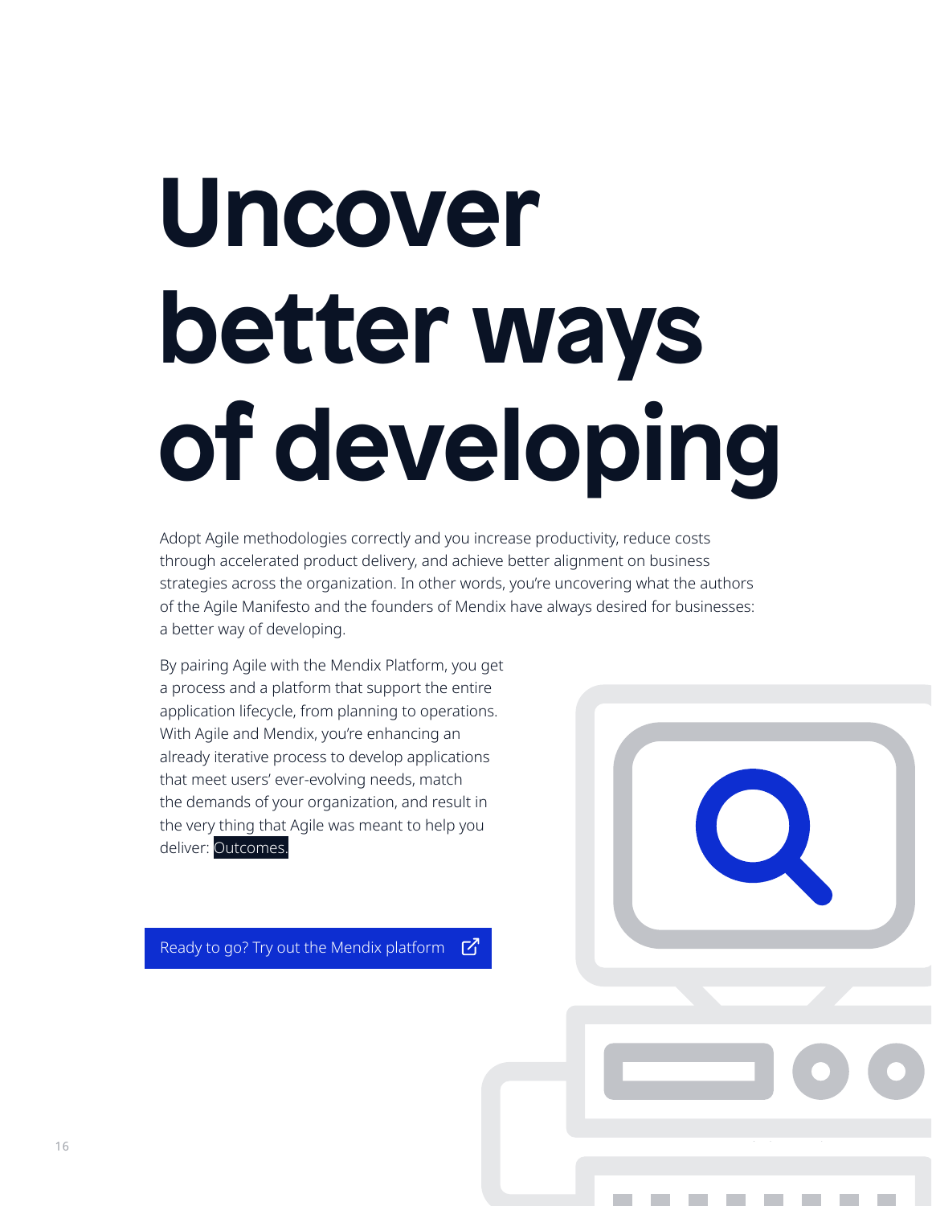# Uncover better ways of developing

Adopt Agile methodologies correctly and you increase productivity, reduce costs through accelerated product delivery, and achieve better alignment on business strategies across the organization. In other words, you're uncovering what the authors of the Agile Manifesto and the founders of Mendix have always desired for businesses: a better way of developing.

By pairing Agile with the Mendix Platform, you get a process and a platform that support the entire application lifecycle, from planning to operations. With Agile and Mendix, you're enhancing an already iterative process to develop applications that meet users' ever-evolving needs, match the demands of your organization, and result in the very thing that Agile was meant to help you deliver: Outcomes.

Ready to go? Try out the Mendix platform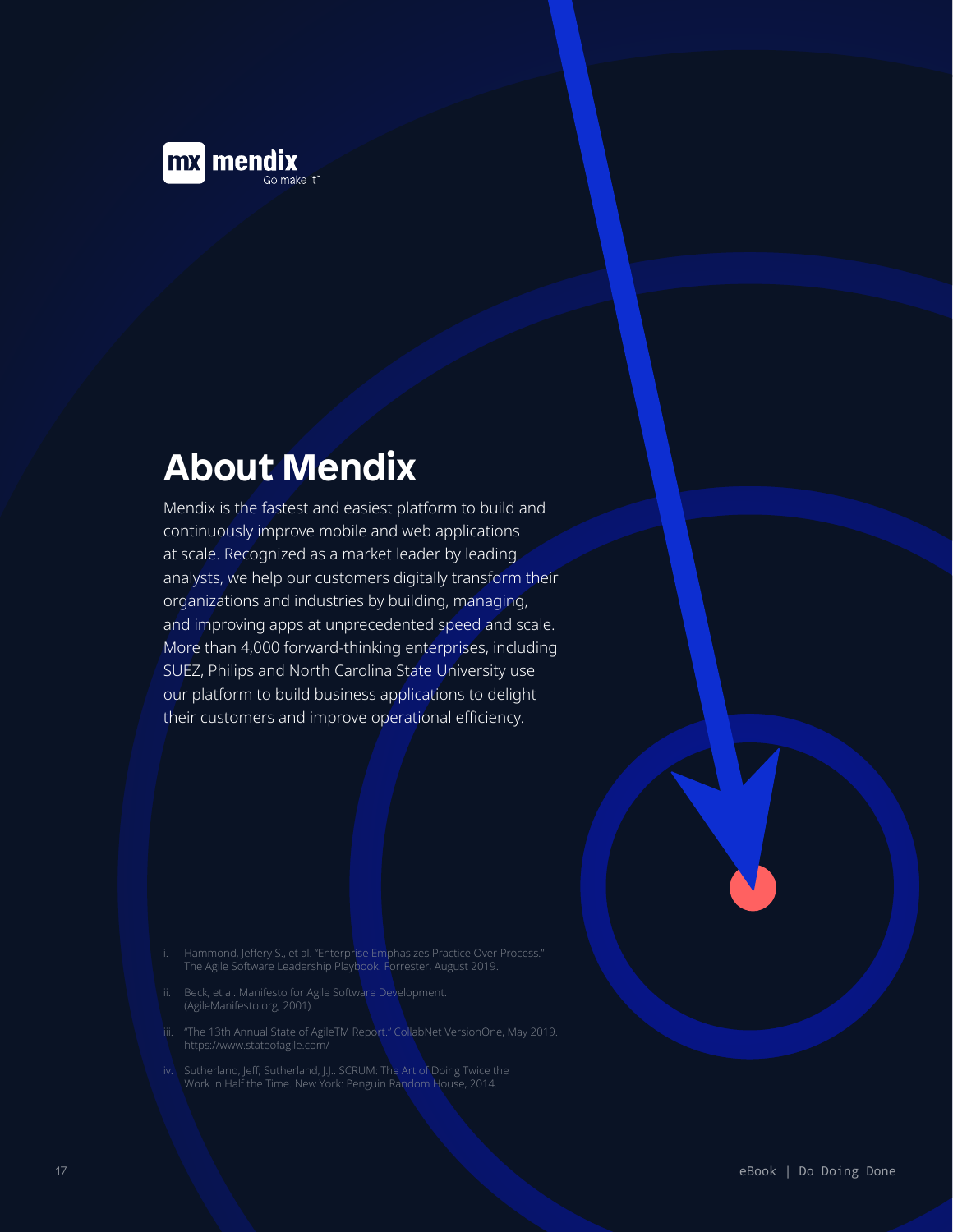## About Mendix

Mendix is the fastest and easiest platform to build and continuously improve mobile and web applications at scale. Recognized as a market leader by leading analysts, we help our customers digitally transform their organizations and industries by building, managing, and improving apps at unprecedented speed and scale. More than 4,000 forward-thinking enterprises, including SUEZ, Philips and North Carolina State University use our platform to build business applications to delight their customers and improve operational efficiency.

i. Hammond, Jeffery S., et al. "Enterprise Emphasizes Practice Over Process." The Agile Software Leadership Playbook. Forrester, August 2019.

ii. Beck, et al. Manifesto for Agile Software Development. (AgileManifesto.org, 2001).

iii. "The 13th Annual State of AgileTM Report." CollabNet VersionOne, May 2019. https://www.stateofagile.com/

iv. Sutherland, Jeff; Sutherland, J.J.. SCRUM: The Art of Doing Twice the Work in Half the Time. New York: Penguin Random House, 2014.